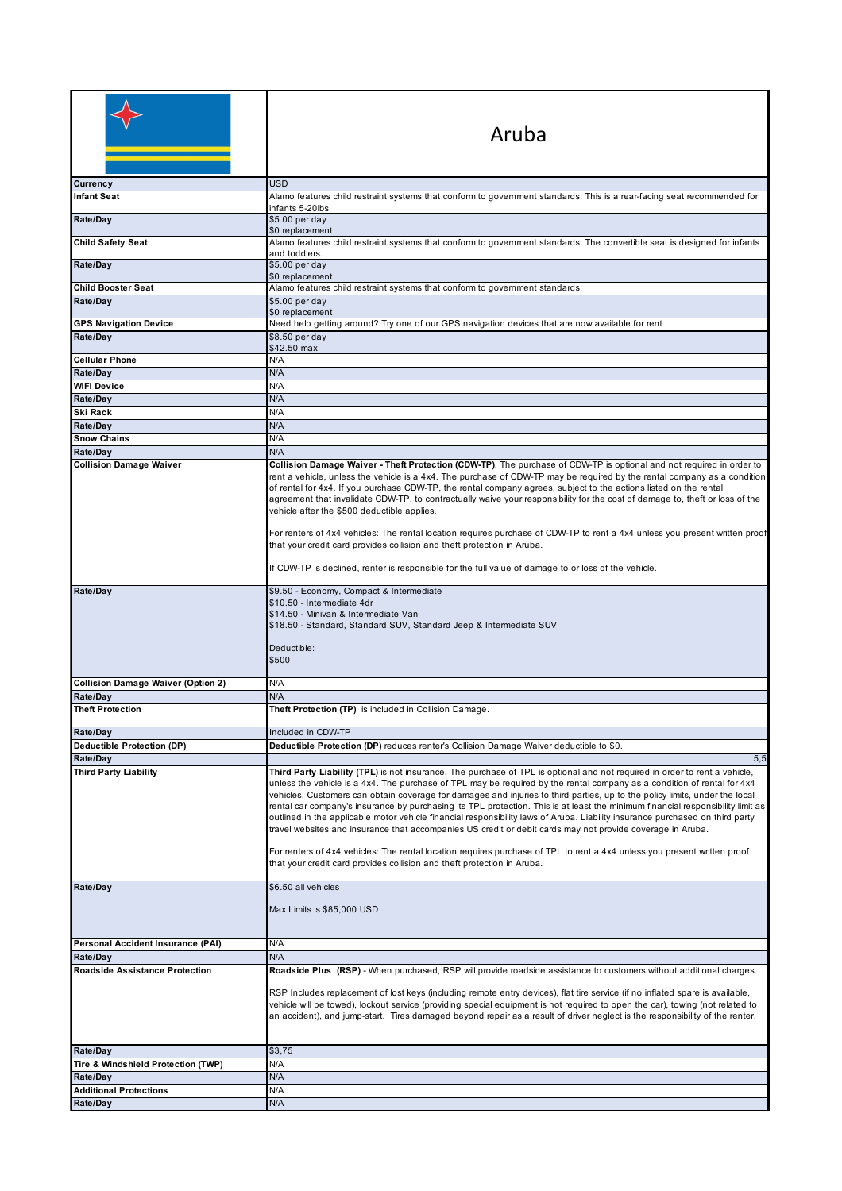# Aruba

| Item | Details |
|---|---|
| **Currency** | USD |
| **Infant Seat** | Alamo features child restraint systems that conform to government standards. This is a rear-facing seat recommended for infants 5-20lbs |
| **Rate/Day** | $5.00 per day<br>$0 replacement |
| **Child Safety Seat** | Alamo features child restraint systems that conform to government standards. The convertible seat is designed for infants and toddlers. |
| **Rate/Day** | $5.00 per day<br>$0 replacement |
| **Child Booster Seat** | Alamo features child restraint systems that conform to government standards. |
| **Rate/Day** | $5.00 per day<br>$0 replacement |
| **GPS Navigation Device** | Need help getting around? Try one of our GPS navigation devices that are now available for rent. |
| **Rate/Day** | $8.50 per day<br>$42.50 max |
| **Cellular Phone** | N/A |
| **Rate/Day** | N/A |
| **WIFI Device** | N/A |
| **Rate/Day** | N/A |
| **Ski Rack** | N/A |
| **Rate/Day** | N/A |
| **Snow Chains** | N/A |
| **Rate/Day** | N/A |
| **Collision Damage Waiver** | **Collision Damage Waiver - Theft Protection (CDW-TP)**. The purchase of CDW-TP is optional and not required in order to rent a vehicle, unless the vehicle is a 4x4. The purchase of CDW-TP may be required by the rental company as a condition of rental for 4x4. If you purchase CDW-TP, the rental company agrees, subject to the actions listed on the rental agreement that invalidate CDW-TP, to contractually waive your responsibility for the cost of damage to, theft or loss of the vehicle after the $500 deductible applies.<br><br>For renters of 4x4 vehicles: The rental location requires purchase of CDW-TP to rent a 4x4 unless you present written proof that your credit card provides collision and theft protection in Aruba.<br><br>If CDW-TP is declined, renter is responsible for the full value of damage to or loss of the vehicle. |
| **Rate/Day** | $9.50 - Economy, Compact & Intermediate<br>$10.50 - Intermediate 4dr<br>$14.50 - Minivan & Intermediate Van<br>$18.50 - Standard, Standard SUV, Standard Jeep & Intermediate SUV<br><br>Deductible:<br>$500 |
| **Collision Damage Waiver (Option 2)** | N/A |
| **Rate/Day** | N/A |
| **Theft Protection** | **Theft Protection (TP)** is included in Collision Damage. |
| **Rate/Day** | Included in CDW-TP |
| **Deductible Protection (DP)** | **Deductible Protection (DP)** reduces renter's Collision Damage Waiver deductible to $0. |
| **Rate/Day** | 5,5 |
| **Third Party Liability** | **Third Party Liability (TPL)** is not insurance. The purchase of TPL is optional and not required in order to rent a vehicle, unless the vehicle is a 4x4. The purchase of TPL may be required by the rental company as a condition of rental for 4x4 vehicles. Customers can obtain coverage for damages and injuries to third parties, up to the policy limits, under the local rental car company's insurance by purchasing its TPL protection. This is at least the minimum financial responsibility limit as outlined in the applicable motor vehicle financial responsibility laws of Aruba. Liability insurance purchased on third party travel websites and insurance that accompanies US credit or debit cards may not provide coverage in Aruba.<br><br>For renters of 4x4 vehicles: The rental location requires purchase of TPL to rent a 4x4 unless you present written proof that your credit card provides collision and theft protection in Aruba. |
| **Rate/Day** | $6.50 all vehicles<br><br>Max Limits is $85,000 USD |
| **Personal Accident Insurance (PAI)** | N/A |
| **Rate/Day** | N/A |
| **Roadside Assistance Protection** | **Roadside Plus (RSP)** - When purchased, RSP will provide roadside assistance to customers without additional charges.<br><br>RSP Includes replacement of lost keys (including remote entry devices), flat tire service (if no inflated spare is available, vehicle will be towed), lockout service (providing special equipment is not required to open the car), towing (not related to an accident), and jump-start. Tires damaged beyond repair as a result of driver neglect is the responsibility of the renter. |
| **Rate/Day** | $3,75 |
| **Tire & Windshield Protection (TWP)** | N/A |
| **Rate/Day** | N/A |
| **Additional Protections** | N/A |
| **Rate/Day** | N/A |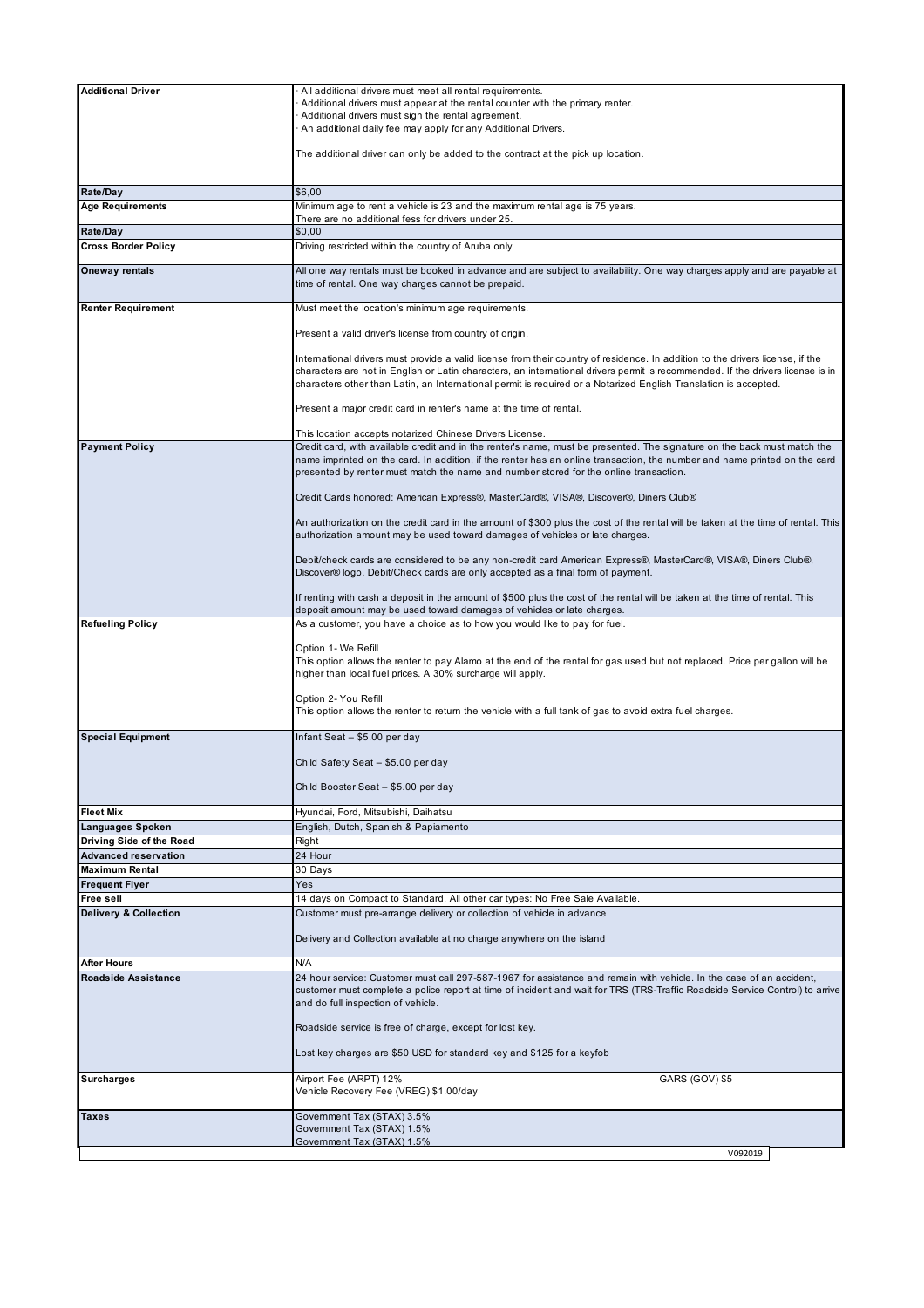| | |
|---|---|
| **Additional Driver** | · All additional drivers must meet all rental requirements.<br>· Additional drivers must appear at the rental counter with the primary renter.<br>· Additional drivers must sign the rental agreement.<br>· An additional daily fee may apply for any Additional Drivers.<br><br>The additional driver can only be added to the contract at the pick up location. |
| **Rate/Day** | $6,00 |
| **Age Requirements** | Minimum age to rent a vehicle is 23 and the maximum rental age is 75 years.<br>There are no additional fess for drivers under 25. |
| **Rate/Day** | $0,00 |
| **Cross Border Policy** | Driving restricted within the country of Aruba only |
| **Oneway rentals** | All one way rentals must be booked in advance and are subject to availability. One way charges apply and are payable at time of rental. One way charges cannot be prepaid. |
| **Renter Requirement** | Must meet the location's minimum age requirements.<br><br>Present a valid driver's license from country of origin.<br><br>International drivers must provide a valid license from their country of residence. In addition to the drivers license, if the characters are not in English or Latin characters, an international drivers permit is recommended. If the drivers license is in characters other than Latin, an International permit is required or a Notarized English Translation is accepted.<br><br>Present a major credit card in renter's name at the time of rental.<br><br>This location accepts notarized Chinese Drivers License. |
| **Payment Policy** | Credit card, with available credit and in the renter's name, must be presented. The signature on the back must match the name imprinted on the card. In addition, if the renter has an online transaction, the number and name printed on the card presented by renter must match the name and number stored for the online transaction.<br><br>Credit Cards honored: American Express®, MasterCard®, VISA®, Discover®, Diners Club®<br><br>An authorization on the credit card in the amount of $300 plus the cost of the rental will be taken at the time of rental. This authorization amount may be used toward damages of vehicles or late charges.<br><br>Debit/check cards are considered to be any non-credit card American Express®, MasterCard®, VISA®, Diners Club®, Discover® logo. Debit/Check cards are only accepted as a final form of payment.<br><br>If renting with cash a deposit in the amount of $500 plus the cost of the rental will be taken at the time of rental. This deposit amount may be used toward damages of vehicles or late charges. |
| **Refueling Policy** | As a customer, you have a choice as to how you would like to pay for fuel.<br><br>Option 1- We Refill<br>This option allows the renter to pay Alamo at the end of the rental for gas used but not replaced. Price per gallon will be higher than local fuel prices. A 30% surcharge will apply.<br><br>Option 2- You Refill<br>This option allows the renter to return the vehicle with a full tank of gas to avoid extra fuel charges. |
| **Special Equipment** | Infant Seat – $5.00 per day<br><br>Child Safety Seat – $5.00 per day<br><br>Child Booster Seat – $5.00 per day |
| **Fleet Mix** | Hyundai, Ford, Mitsubishi, Daihatsu |
| **Languages Spoken** | English, Dutch, Spanish & Papiamento |
| **Driving Side of the Road** | Right |
| **Advanced reservation** | 24 Hour |
| **Maximum Rental** | 30 Days |
| **Frequent Flyer** | Yes |
| **Free sell** | 14 days on Compact to Standard. All other car types: No Free Sale Available. |
| **Delivery & Collection** | Customer must pre-arrange delivery or collection of vehicle in advance<br><br>Delivery and Collection available at no charge anywhere on the island |
| **After Hours** | N/A |
| **Roadside Assistance** | 24 hour service: Customer must call 297-587-1967 for assistance and remain with vehicle. In the case of an accident, customer must complete a police report at time of incident and wait for TRS (TRS-Traffic Roadside Service Control) to arrive and do full inspection of vehicle.<br><br>Roadside service is free of charge, except for lost key.<br><br>Lost key charges are $50 USD for standard key and $125 for a keyfob |
| **Surcharges** | Airport Fee (ARPT) 12% GARS (GOV) $5<br>Vehicle Recovery Fee (VREG) $1.00/day |
| **Taxes** | Government Tax (STAX) 3.5%<br>Government Tax (STAX) 1.5%<br>Government Tax (STAX) 1.5% |

V092019